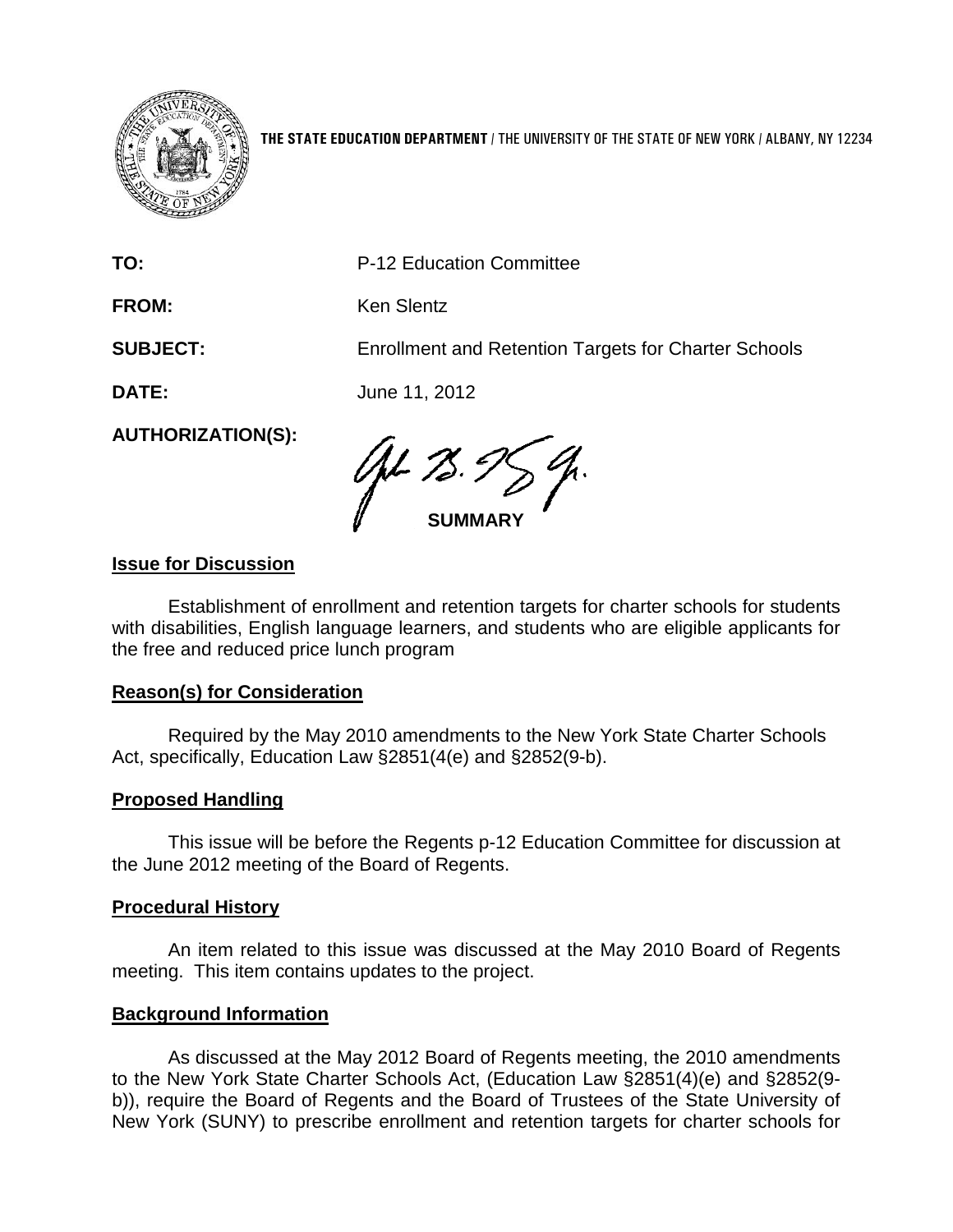**THE STATE EDUCATION DEPARTMENT** / THE UNIVERSITY OF THE STATE OF NEW YORK / ALBANY, NY 12234

**TO:** P-12 Education Committee

**FROM:** Ken Slentz

**SUBJECT:** Enrollment and Retention Targets for Charter Schools

**DATE:** June 11, 2012

**AUTHORIZATION(S):**

**SUMMARY**

**Issue for Discussion**

Establishment of enrollment and retention targets for charter schools for students with disabilities, English language learners, and students who are eligible applicants for the free and reduced price lunch program

**Reason(s) for Consideration**

Required by the May 2010 amendments to the New York State Charter Schools Act, specifically, Education Law §2851(4(e) and §2852(9-b).

**Proposed Handling**

This issue will be before the Regents p-12 Education Committee for discussion at the June 2012 meeting of the Board of Regents.

**Procedural History**

An item related to this issue was discussed at the May 2010 Board of Regents meeting. This item contains updates to the project.

**Background Information**

As discussed at the May 2012 Board of Regents meeting, the 2010 amendments to the New York State Charter Schools Act, (Education Law §2851(4)(e) and §2852(9-b)), require the Board of Regents and the Board of Trustees of the State University of New York (SUNY) to prescribe enrollment and retention targets for charter schools for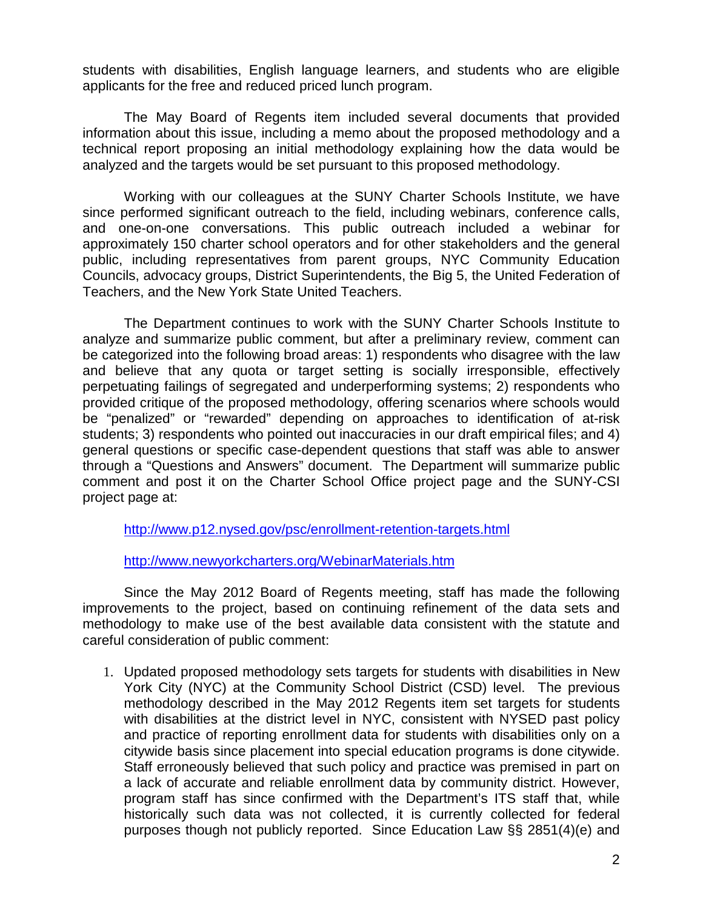students with disabilities, English language learners, and students who are eligible applicants for the free and reduced priced lunch program.

The May Board of Regents item included several documents that provided information about this issue, including a memo about the proposed methodology and a technical report proposing an initial methodology explaining how the data would be analyzed and the targets would be set pursuant to this proposed methodology.

Working with our colleagues at the SUNY Charter Schools Institute, we have since performed significant outreach to the field, including webinars, conference calls, and one-on-one conversations. This public outreach included a webinar for approximately 150 charter school operators and for other stakeholders and the general public, including representatives from parent groups, NYC Community Education Councils, advocacy groups, District Superintendents, the Big 5, the United Federation of Teachers, and the New York State United Teachers.

The Department continues to work with the SUNY Charter Schools Institute to analyze and summarize public comment, but after a preliminary review, comment can be categorized into the following broad areas: 1) respondents who disagree with the law and believe that any quota or target setting is socially irresponsible, effectively perpetuating failings of segregated and underperforming systems; 2) respondents who provided critique of the proposed methodology, offering scenarios where schools would be "penalized" or "rewarded" depending on approaches to identification of at-risk students; 3) respondents who pointed out inaccuracies in our draft empirical files; and 4) general questions or specific case-dependent questions that staff was able to answer through a "Questions and Answers" document. The Department will summarize public comment and post it on the Charter School Office project page and the SUNY-CSI project page at:

http://www.p12.nysed.gov/psc/enrollment-retention-targets.html

http://www.newyorkcharters.org/WebinarMaterials.htm

Since the May 2012 Board of Regents meeting, staff has made the following improvements to the project, based on continuing refinement of the data sets and methodology to make use of the best available data consistent with the statute and careful consideration of public comment:

1. Updated proposed methodology sets targets for students with disabilities in New York City (NYC) at the Community School District (CSD) level. The previous methodology described in the May 2012 Regents item set targets for students with disabilities at the district level in NYC, consistent with NYSED past policy and practice of reporting enrollment data for students with disabilities only on a citywide basis since placement into special education programs is done citywide. Staff erroneously believed that such policy and practice was premised in part on a lack of accurate and reliable enrollment data by community district. However, program staff has since confirmed with the Department's ITS staff that, while historically such data was not collected, it is currently collected for federal purposes though not publicly reported. Since Education Law §§ 2851(4)(e) and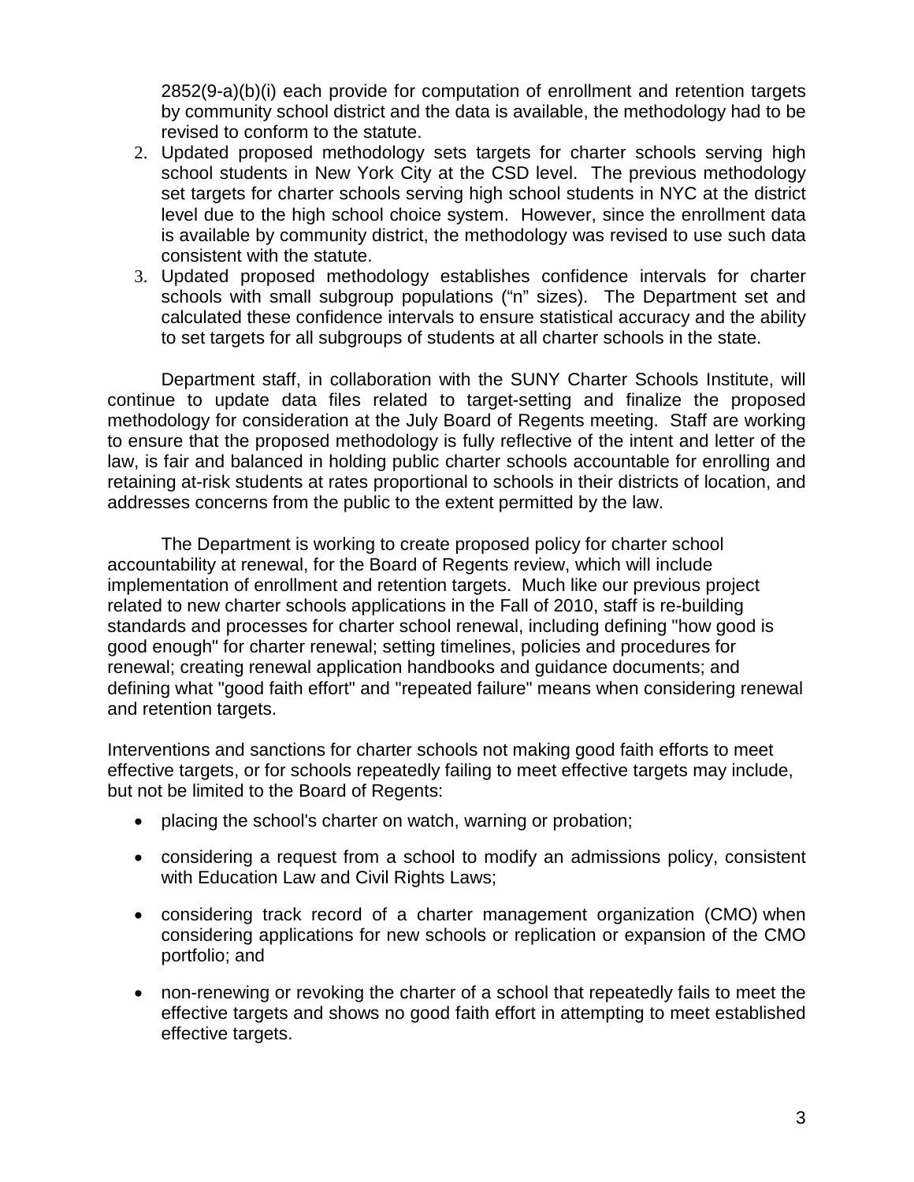2852(9-a)(b)(i) each provide for computation of enrollment and retention targets by community school district and the data is available, the methodology had to be revised to conform to the statute.

2. Updated proposed methodology sets targets for charter schools serving high school students in New York City at the CSD level. The previous methodology set targets for charter schools serving high school students in NYC at the district level due to the high school choice system. However, since the enrollment data is available by community district, the methodology was revised to use such data consistent with the statute.
3. Updated proposed methodology establishes confidence intervals for charter schools with small subgroup populations ("n" sizes). The Department set and calculated these confidence intervals to ensure statistical accuracy and the ability to set targets for all subgroups of students at all charter schools in the state.

Department staff, in collaboration with the SUNY Charter Schools Institute, will continue to update data files related to target-setting and finalize the proposed methodology for consideration at the July Board of Regents meeting. Staff are working to ensure that the proposed methodology is fully reflective of the intent and letter of the law, is fair and balanced in holding public charter schools accountable for enrolling and retaining at-risk students at rates proportional to schools in their districts of location, and addresses concerns from the public to the extent permitted by the law.

The Department is working to create proposed policy for charter school accountability at renewal, for the Board of Regents review, which will include implementation of enrollment and retention targets. Much like our previous project related to new charter schools applications in the Fall of 2010, staff is re-building standards and processes for charter school renewal, including defining "how good is good enough" for charter renewal; setting timelines, policies and procedures for renewal; creating renewal application handbooks and guidance documents; and defining what "good faith effort" and "repeated failure" means when considering renewal and retention targets.

Interventions and sanctions for charter schools not making good faith efforts to meet effective targets, or for schools repeatedly failing to meet effective targets may include, but not be limited to the Board of Regents:

- placing the school's charter on watch, warning or probation;
- considering a request from a school to modify an admissions policy, consistent with Education Law and Civil Rights Laws;
- considering track record of a charter management organization (CMO) when considering applications for new schools or replication or expansion of the CMO portfolio; and
- non-renewing or revoking the charter of a school that repeatedly fails to meet the effective targets and shows no good faith effort in attempting to meet established effective targets.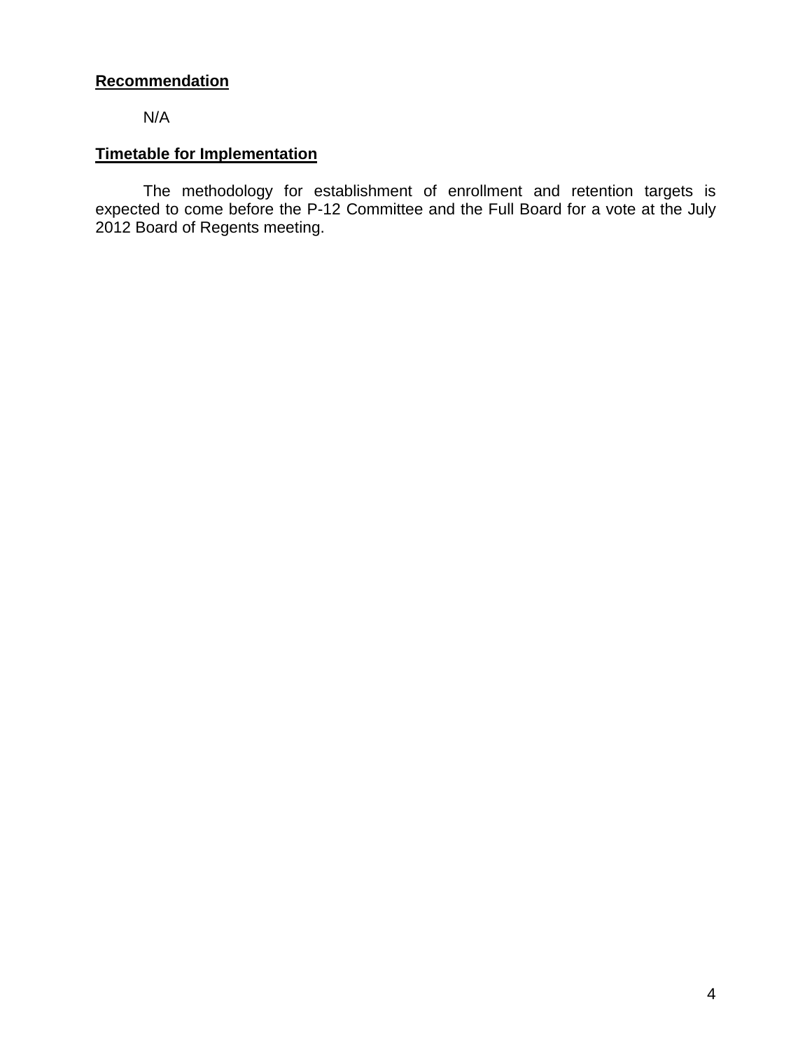**Recommendation**

N/A

**Timetable for Implementation**

The methodology for establishment of enrollment and retention targets is expected to come before the P-12 Committee and the Full Board for a vote at the July 2012 Board of Regents meeting.